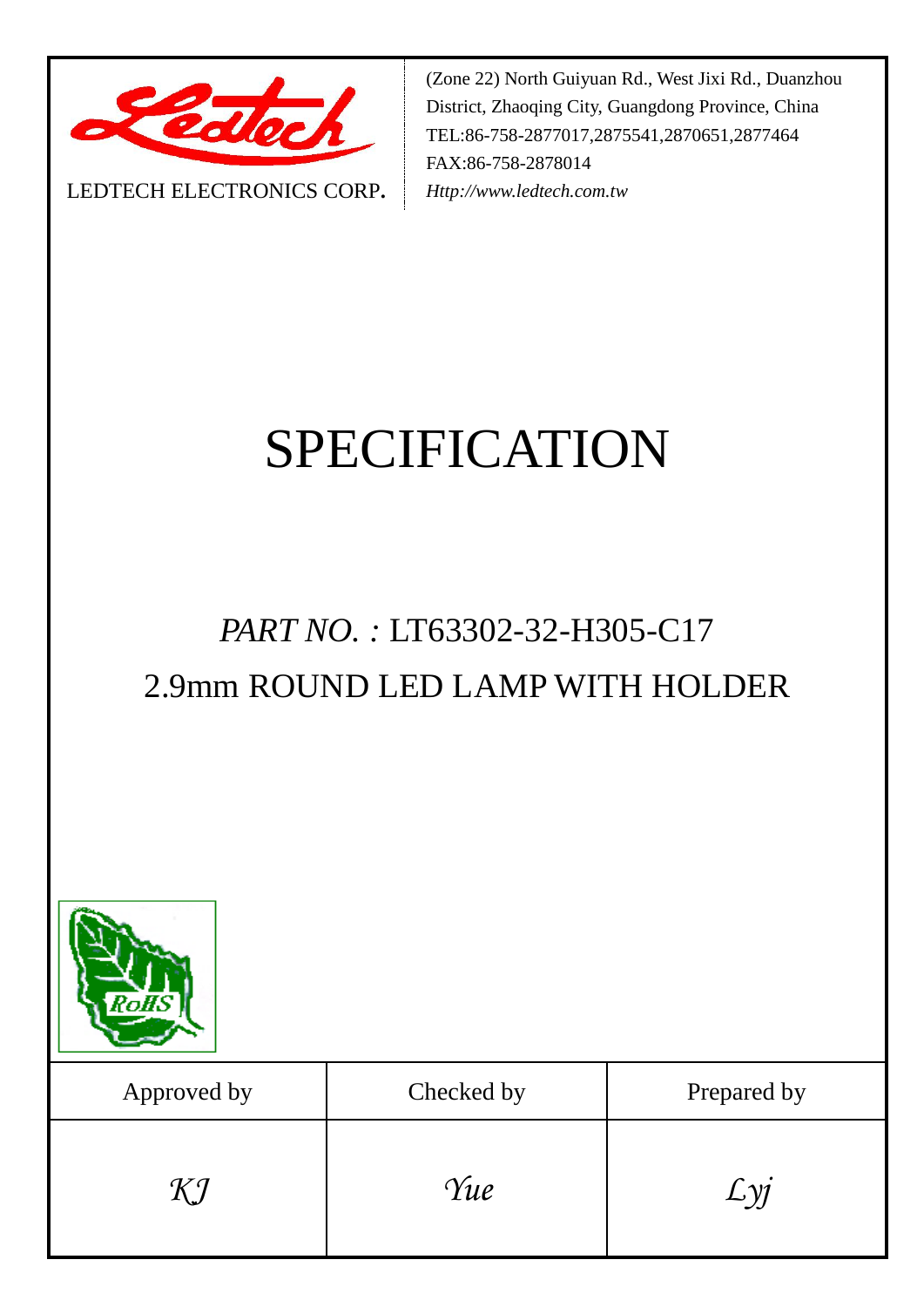LEDTECH ELECTRONICS CORP.

(Zone 22) North Guiyuan Rd., West Jixi Rd., Duanzhou District, Zhaoqing City, Guangdong Province, China
TEL:86-758-2877017,2875541,2870651,2877464
FAX:86-758-2878014
*Http://www.ledtech.com.tw*

# SPECIFICATION

## *PART NO. :* LT63302-32-H305-C17

## 2.9mm ROUND LED LAMP WITH HOLDER

RoHS

| Approved by | Checked by | Prepared by |
| --- | --- | --- |
| *KJ* | *Yue* | *Lyj* |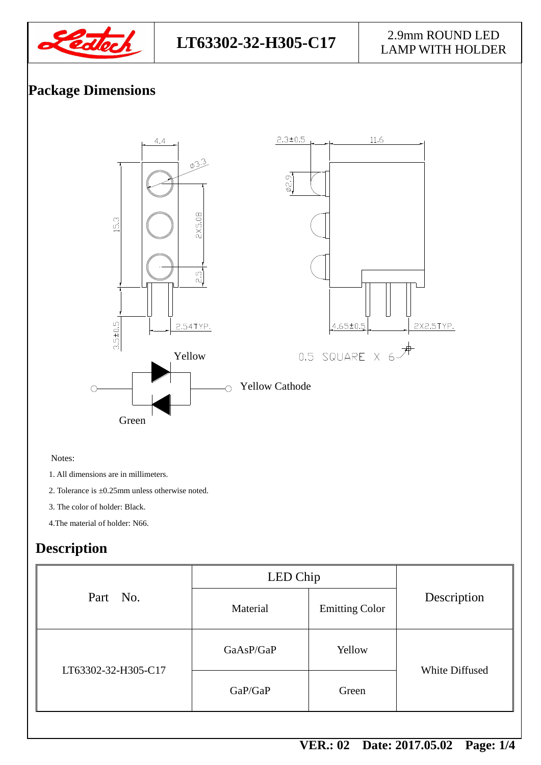# LT63302-32-H305-C17

2.9mm ROUND LED LAMP WITH HOLDER

## Package Dimensions

4.4

ϕ3.3

15.3

2X5.08

2.5

3.5±0.5

2.54TYP.

2.3±0.5

11.6

ϕ2.9

4.65±0.5

2X2.5TYP.

0.5 SQUARE X 6

Yellow

Yellow Cathode

Green

Notes:

1. All dimensions are in millimeters.
2. Tolerance is ±0.25mm unless otherwise noted.
3. The color of holder: Black.
4. The material of holder: N66.

## Description

| Part No. | LED Chip | | Description |
|---|---|---|---|
| | Material | Emitting Color | |
| LT63302-32-H305-C17 | GaAsP/GaP | Yellow | White Diffused |
| | GaP/GaP | Green | |

VER.: 02 Date: 2017.05.02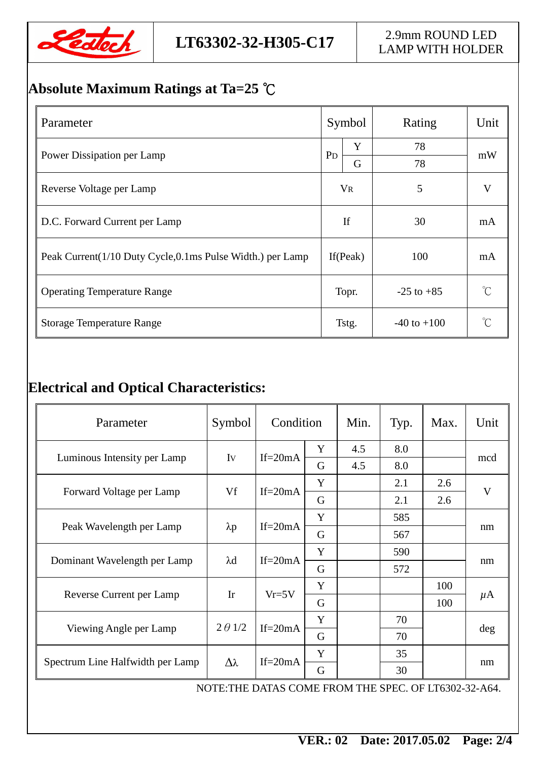## Absolute Maximum Ratings at Ta=25 ℃

| Parameter | Symbol | | Rating | Unit |
|---|---|---|---|---|
| Power Dissipation per Lamp | $P_D$ | Y | 78 | mW |
| | | G | 78 | |
| Reverse Voltage per Lamp | $V_R$ | | 5 | V |
| D.C. Forward Current per Lamp | If | | 30 | mA |
| Peak Current(1/10 Duty Cycle,0.1ms Pulse Width.) per Lamp | If(Peak) | | 100 | mA |
| Operating Temperature Range | Topr. | | -25 to +85 | ℃ |
| Storage Temperature Range | Tstg. | | -40 to +100 | ℃ |

## Electrical and Optical Characteristics:

| Parameter | Symbol | Condition | | Min. | Typ. | Max. | Unit |
|---|---|---|---|---|---|---|---|
| Luminous Intensity per Lamp | $I_V$ | If=20mA | Y | 4.5 | 8.0 | | mcd |
| | | | G | 4.5 | 8.0 | | |
| Forward Voltage per Lamp | Vf | If=20mA | Y | | 2.1 | 2.6 | V |
| | | | G | | 2.1 | 2.6 | |
| Peak Wavelength per Lamp | λp | If=20mA | Y | | 585 | | nm |
| | | | G | | 567 | | |
| Dominant Wavelength per Lamp | λd | If=20mA | Y | | 590 | | nm |
| | | | G | | 572 | | |
| Reverse Current per Lamp | Ir | Vr=5V | Y | | | 100 | μA |
| | | | G | | | 100 | |
| Viewing Angle per Lamp | $2\theta 1/2$ | If=20mA | Y | | 70 | | deg |
| | | | G | | 70 | | |
| Spectrum Line Halfwidth per Lamp | Δλ | If=20mA | Y | | 35 | | nm |
| | | | G | | 30 | | |

NOTE:THE DATAS COME FROM THE SPEC. OF LT6302-32-A64.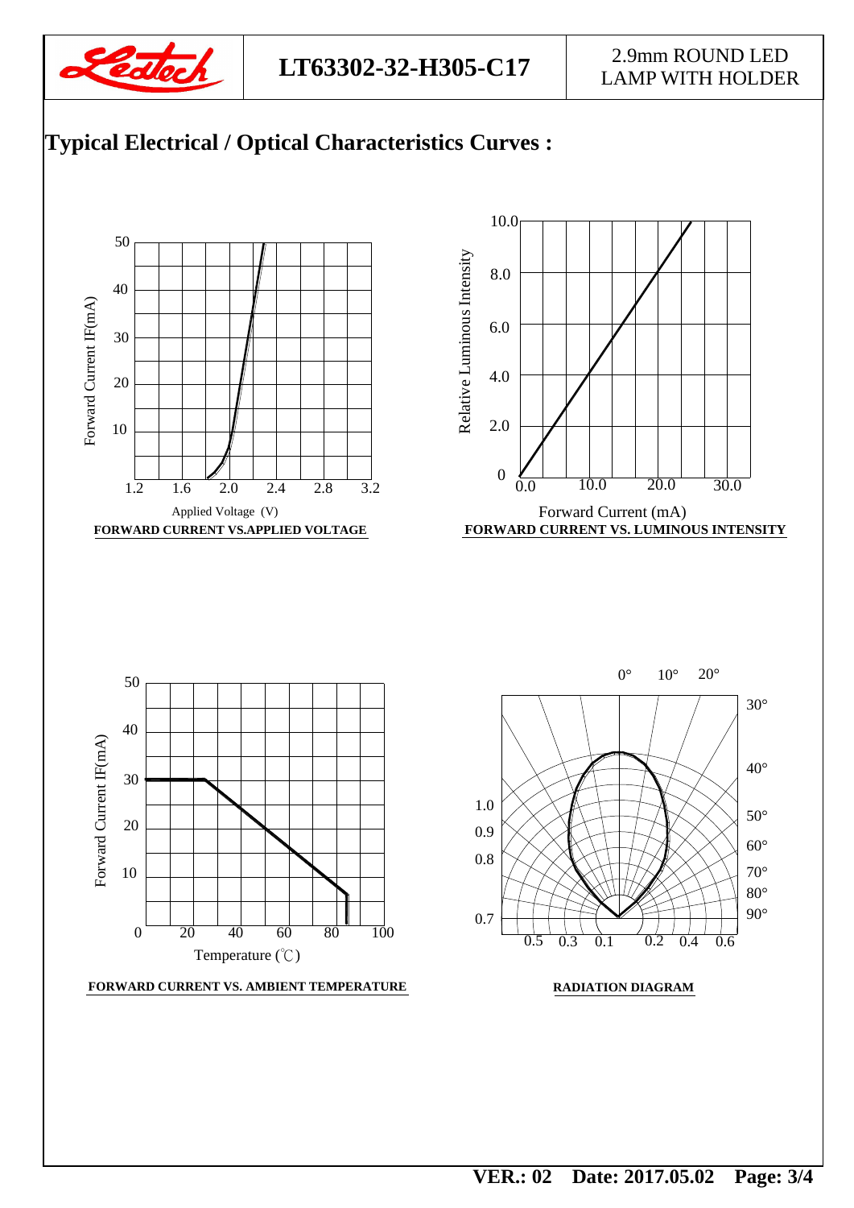# Typical Electrical / Optical Characteristics Curves :

FORWARD CURRENT VS.APPLIED VOLTAGE

FORWARD CURRENT VS. LUMINOUS INTENSITY

FORWARD CURRENT VS. AMBIENT TEMPERATURE

RADIATION DIAGRAM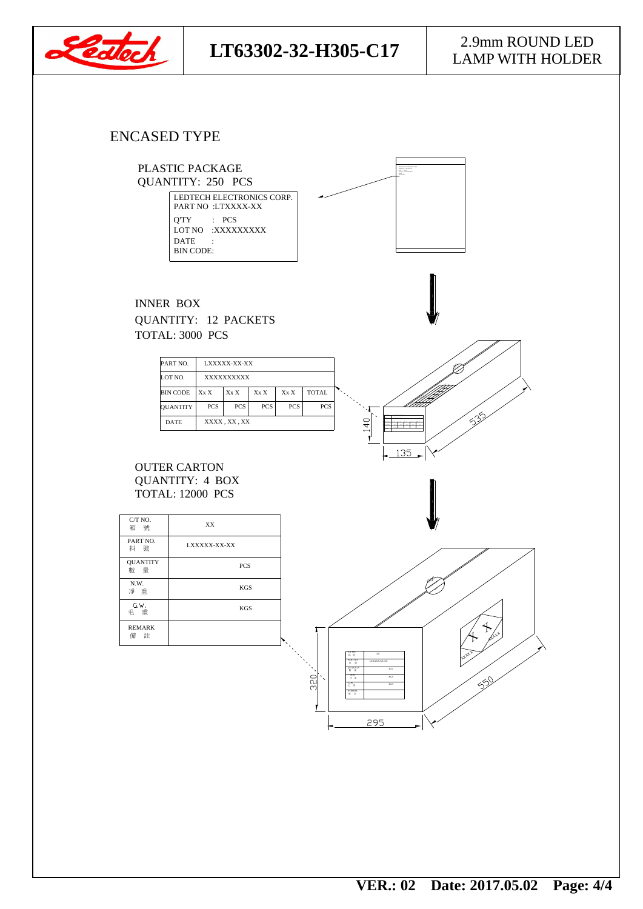# LT63302-32-H305-C17

2.9mm ROUND LED LAMP WITH HOLDER

## ENCASED TYPE

PLASTIC PACKAGE
QUANTITY: 250 PCS

LEDTECH ELECTRONICS CORP.
PART NO :LTXXXX-XX
Q'TY : PCS
LOT NO :XXXXXXXXX
DATE :
BIN CODE:

INNER BOX
QUANTITY: 12 PACKETS
TOTAL: 3000 PCS

| | | | | | |
|---|---|---|---|---|---|
| PART NO. | LXXXXX-XX-XX | | | | |
| LOT NO. | XXXXXXXXX | | | | |
| BIN CODE | Xx X | Xx X | Xx X | Xx X | TOTAL |
| QUANTITY | PCS | PCS | PCS | PCS | PCS |
| DATE | XXXX , XX , XX | | | | |

140
135
535

OUTER CARTON
QUANTITY: 4 BOX
TOTAL: 12000 PCS

| | |
|---|---|
| C/T NO. 箱 號 | XX |
| PART NO. 料 號 | LXXXXX-XX-XX |
| QUANTITY 數 量 | PCS |
| N.W. 淨 重 | KGS |
| G.W. 毛 重 | KGS |
| REMARK 備 註 | |

320
295
550